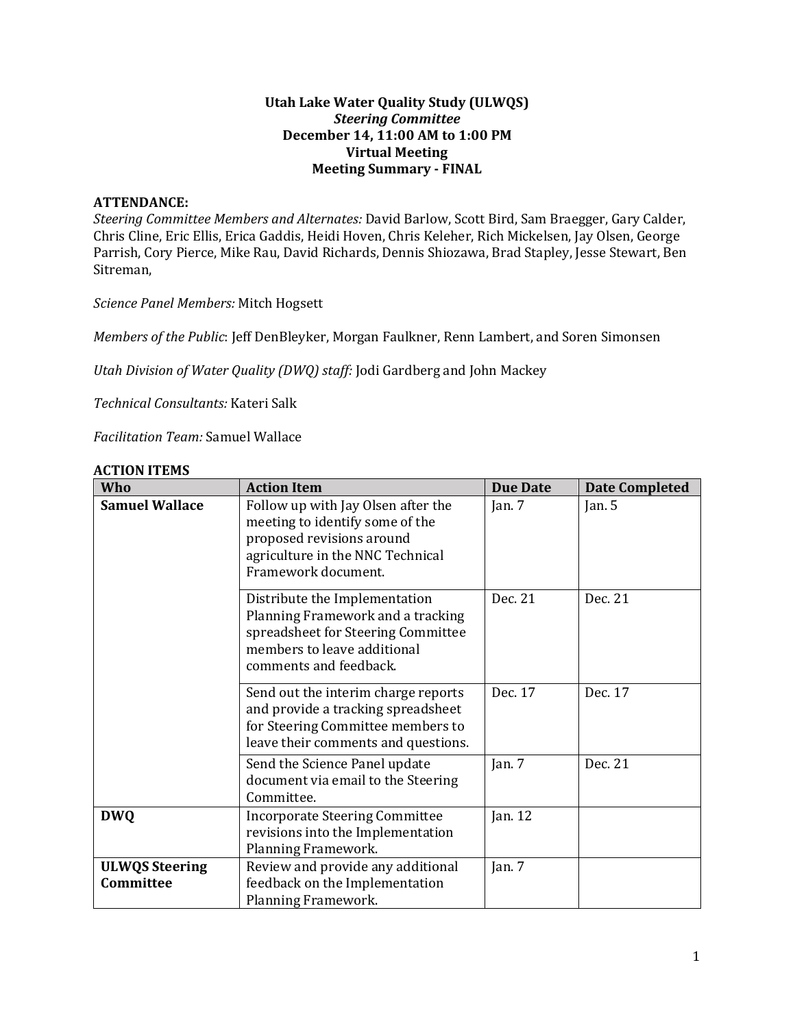**Utah Lake Water Quality Study (ULWQS)**
***Steering Committee***
**December 14, 11:00 AM to 1:00 PM**
**Virtual Meeting**
**Meeting Summary - FINAL**

**ATTENDANCE:**

*Steering Committee Members and Alternates:* David Barlow, Scott Bird, Sam Braegger, Gary Calder, Chris Cline, Eric Ellis, Erica Gaddis, Heidi Hoven, Chris Keleher, Rich Mickelsen, Jay Olsen, George Parrish, Cory Pierce, Mike Rau, David Richards, Dennis Shiozawa, Brad Stapley, Jesse Stewart, Ben Sitreman,

*Science Panel Members:* Mitch Hogsett

*Members of the Public*: Jeff DenBleyker, Morgan Faulkner, Renn Lambert, and Soren Simonsen

*Utah Division of Water Quality (DWQ) staff:* Jodi Gardberg and John Mackey

*Technical Consultants:* Kateri Salk

*Facilitation Team:* Samuel Wallace

**ACTION ITEMS**

| Who | Action Item | Due Date | Date Completed |
|---|---|---|---|
| **Samuel Wallace** | Follow up with Jay Olsen after the meeting to identify some of the proposed revisions around agriculture in the NNC Technical Framework document. | Jan. 7 | Jan. 5 |
| | Distribute the Implementation Planning Framework and a tracking spreadsheet for Steering Committee members to leave additional comments and feedback. | Dec. 21 | Dec. 21 |
| | Send out the interim charge reports and provide a tracking spreadsheet for Steering Committee members to leave their comments and questions. | Dec. 17 | Dec. 17 |
| | Send the Science Panel update document via email to the Steering Committee. | Jan. 7 | Dec. 21 |
| **DWQ** | Incorporate Steering Committee revisions into the Implementation Planning Framework. | Jan. 12 | |
| **ULWQS Steering Committee** | Review and provide any additional feedback on the Implementation Planning Framework. | Jan. 7 | |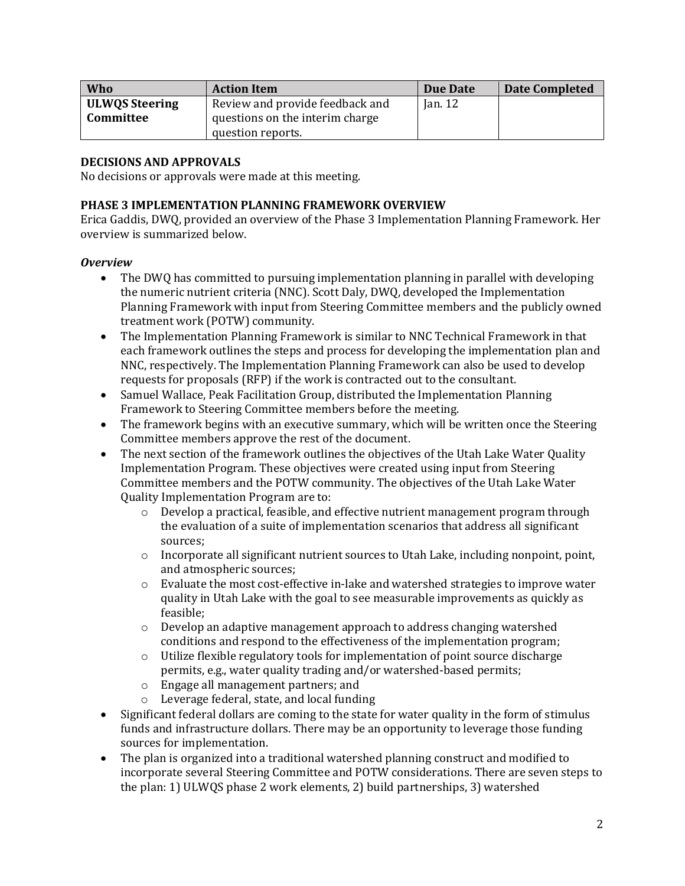| Who | Action Item | Due Date | Date Completed |
|---|---|---|---|
| **ULWQS Steering Committee** | Review and provide feedback and questions on the interim charge question reports. | Jan. 12 | |

**DECISIONS AND APPROVALS**

No decisions or approvals were made at this meeting.

**PHASE 3 IMPLEMENTATION PLANNING FRAMEWORK OVERVIEW**

Erica Gaddis, DWQ, provided an overview of the Phase 3 Implementation Planning Framework. Her overview is summarized below.

***Overview***

- The DWQ has committed to pursuing implementation planning in parallel with developing the numeric nutrient criteria (NNC). Scott Daly, DWQ, developed the Implementation Planning Framework with input from Steering Committee members and the publicly owned treatment work (POTW) community.
- The Implementation Planning Framework is similar to NNC Technical Framework in that each framework outlines the steps and process for developing the implementation plan and NNC, respectively. The Implementation Planning Framework can also be used to develop requests for proposals (RFP) if the work is contracted out to the consultant.
- Samuel Wallace, Peak Facilitation Group, distributed the Implementation Planning Framework to Steering Committee members before the meeting.
- The framework begins with an executive summary, which will be written once the Steering Committee members approve the rest of the document.
- The next section of the framework outlines the objectives of the Utah Lake Water Quality Implementation Program. These objectives were created using input from Steering Committee members and the POTW community. The objectives of the Utah Lake Water Quality Implementation Program are to:
  - Develop a practical, feasible, and effective nutrient management program through the evaluation of a suite of implementation scenarios that address all significant sources;
  - Incorporate all significant nutrient sources to Utah Lake, including nonpoint, point, and atmospheric sources;
  - Evaluate the most cost-effective in-lake and watershed strategies to improve water quality in Utah Lake with the goal to see measurable improvements as quickly as feasible;
  - Develop an adaptive management approach to address changing watershed conditions and respond to the effectiveness of the implementation program;
  - Utilize flexible regulatory tools for implementation of point source discharge permits, e.g., water quality trading and/or watershed-based permits;
  - Engage all management partners; and
  - Leverage federal, state, and local funding
- Significant federal dollars are coming to the state for water quality in the form of stimulus funds and infrastructure dollars. There may be an opportunity to leverage those funding sources for implementation.
- The plan is organized into a traditional watershed planning construct and modified to incorporate several Steering Committee and POTW considerations. There are seven steps to the plan: 1) ULWQS phase 2 work elements, 2) build partnerships, 3) watershed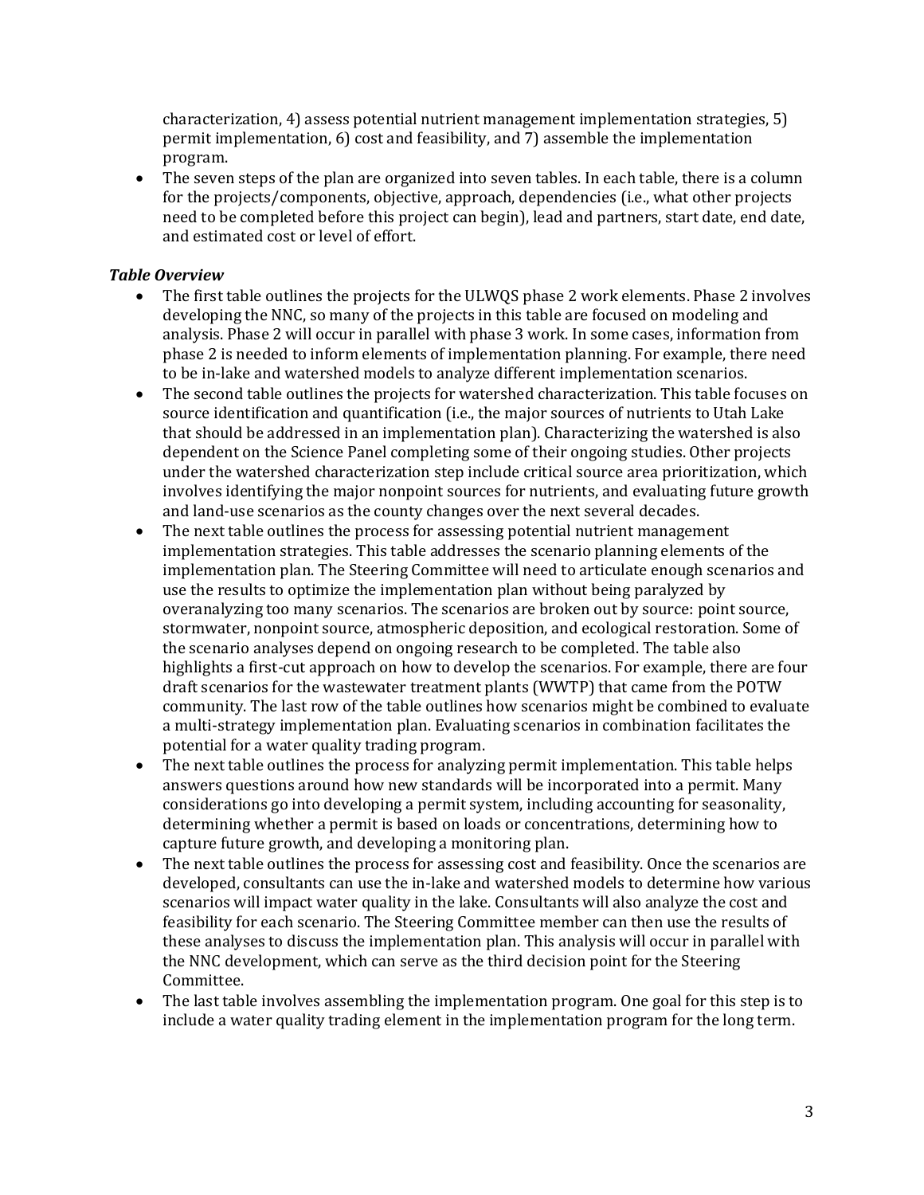characterization, 4) assess potential nutrient management implementation strategies, 5) permit implementation, 6) cost and feasibility, and 7) assemble the implementation program.

- The seven steps of the plan are organized into seven tables. In each table, there is a column for the projects/components, objective, approach, dependencies (i.e., what other projects need to be completed before this project can begin), lead and partners, start date, end date, and estimated cost or level of effort.

### *Table Overview*

- The first table outlines the projects for the ULWQS phase 2 work elements. Phase 2 involves developing the NNC, so many of the projects in this table are focused on modeling and analysis. Phase 2 will occur in parallel with phase 3 work. In some cases, information from phase 2 is needed to inform elements of implementation planning. For example, there need to be in-lake and watershed models to analyze different implementation scenarios.
- The second table outlines the projects for watershed characterization. This table focuses on source identification and quantification (i.e., the major sources of nutrients to Utah Lake that should be addressed in an implementation plan). Characterizing the watershed is also dependent on the Science Panel completing some of their ongoing studies. Other projects under the watershed characterization step include critical source area prioritization, which involves identifying the major nonpoint sources for nutrients, and evaluating future growth and land-use scenarios as the county changes over the next several decades.
- The next table outlines the process for assessing potential nutrient management implementation strategies. This table addresses the scenario planning elements of the implementation plan. The Steering Committee will need to articulate enough scenarios and use the results to optimize the implementation plan without being paralyzed by overanalyzing too many scenarios. The scenarios are broken out by source: point source, stormwater, nonpoint source, atmospheric deposition, and ecological restoration. Some of the scenario analyses depend on ongoing research to be completed. The table also highlights a first-cut approach on how to develop the scenarios. For example, there are four draft scenarios for the wastewater treatment plants (WWTP) that came from the POTW community. The last row of the table outlines how scenarios might be combined to evaluate a multi-strategy implementation plan. Evaluating scenarios in combination facilitates the potential for a water quality trading program.
- The next table outlines the process for analyzing permit implementation. This table helps answers questions around how new standards will be incorporated into a permit. Many considerations go into developing a permit system, including accounting for seasonality, determining whether a permit is based on loads or concentrations, determining how to capture future growth, and developing a monitoring plan.
- The next table outlines the process for assessing cost and feasibility. Once the scenarios are developed, consultants can use the in-lake and watershed models to determine how various scenarios will impact water quality in the lake. Consultants will also analyze the cost and feasibility for each scenario. The Steering Committee member can then use the results of these analyses to discuss the implementation plan. This analysis will occur in parallel with the NNC development, which can serve as the third decision point for the Steering Committee.
- The last table involves assembling the implementation program. One goal for this step is to include a water quality trading element in the implementation program for the long term.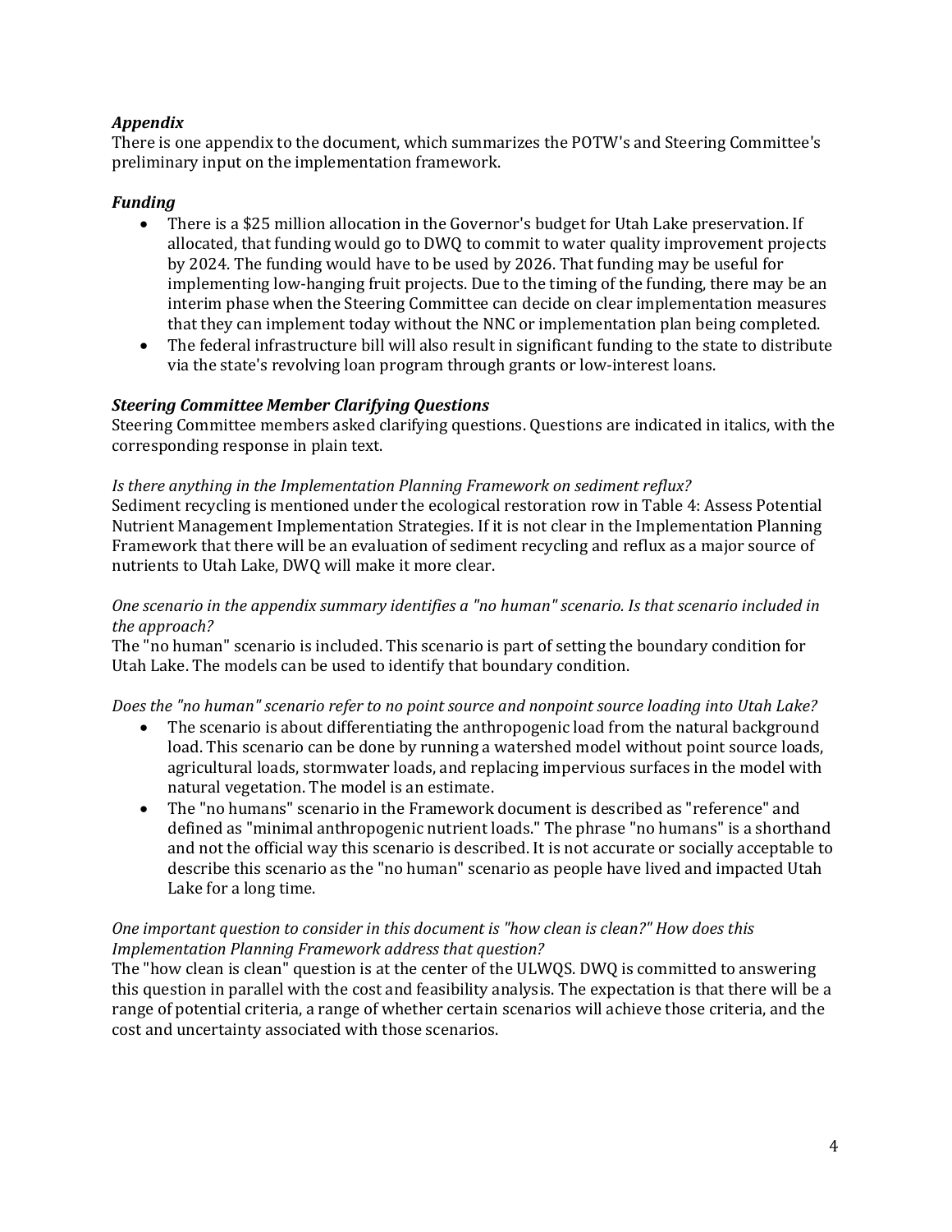### *Appendix*

There is one appendix to the document, which summarizes the POTW's and Steering Committee's preliminary input on the implementation framework.

### *Funding*

- There is a $25 million allocation in the Governor's budget for Utah Lake preservation. If allocated, that funding would go to DWQ to commit to water quality improvement projects by 2024. The funding would have to be used by 2026. That funding may be useful for implementing low-hanging fruit projects. Due to the timing of the funding, there may be an interim phase when the Steering Committee can decide on clear implementation measures that they can implement today without the NNC or implementation plan being completed.
- The federal infrastructure bill will also result in significant funding to the state to distribute via the state's revolving loan program through grants or low-interest loans.

### *Steering Committee Member Clarifying Questions*

Steering Committee members asked clarifying questions. Questions are indicated in italics, with the corresponding response in plain text.

*Is there anything in the Implementation Planning Framework on sediment reflux?*

Sediment recycling is mentioned under the ecological restoration row in Table 4: Assess Potential Nutrient Management Implementation Strategies. If it is not clear in the Implementation Planning Framework that there will be an evaluation of sediment recycling and reflux as a major source of nutrients to Utah Lake, DWQ will make it more clear.

*One scenario in the appendix summary identifies a "no human" scenario. Is that scenario included in the approach?*

The "no human" scenario is included. This scenario is part of setting the boundary condition for Utah Lake. The models can be used to identify that boundary condition.

*Does the "no human" scenario refer to no point source and nonpoint source loading into Utah Lake?*

- The scenario is about differentiating the anthropogenic load from the natural background load. This scenario can be done by running a watershed model without point source loads, agricultural loads, stormwater loads, and replacing impervious surfaces in the model with natural vegetation. The model is an estimate.
- The "no humans" scenario in the Framework document is described as "reference" and defined as "minimal anthropogenic nutrient loads." The phrase "no humans" is a shorthand and not the official way this scenario is described. It is not accurate or socially acceptable to describe this scenario as the "no human" scenario as people have lived and impacted Utah Lake for a long time.

*One important question to consider in this document is "how clean is clean?" How does this Implementation Planning Framework address that question?*

The "how clean is clean" question is at the center of the ULWQS. DWQ is committed to answering this question in parallel with the cost and feasibility analysis. The expectation is that there will be a range of potential criteria, a range of whether certain scenarios will achieve those criteria, and the cost and uncertainty associated with those scenarios.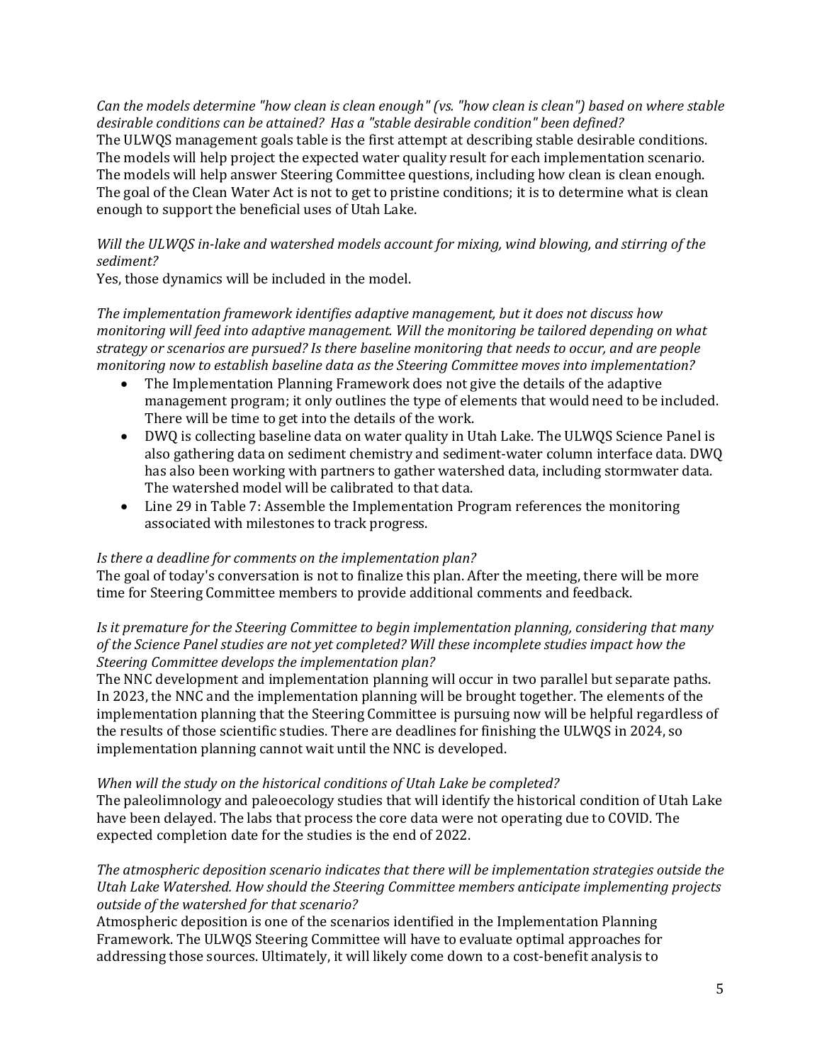*Can the models determine "how clean is clean enough" (vs. "how clean is clean") based on where stable desirable conditions can be attained? Has a "stable desirable condition" been defined?*
The ULWQS management goals table is the first attempt at describing stable desirable conditions. The models will help project the expected water quality result for each implementation scenario. The models will help answer Steering Committee questions, including how clean is clean enough. The goal of the Clean Water Act is not to get to pristine conditions; it is to determine what is clean enough to support the beneficial uses of Utah Lake.

*Will the ULWQS in-lake and watershed models account for mixing, wind blowing, and stirring of the sediment?*
Yes, those dynamics will be included in the model.

*The implementation framework identifies adaptive management, but it does not discuss how monitoring will feed into adaptive management. Will the monitoring be tailored depending on what strategy or scenarios are pursued? Is there baseline monitoring that needs to occur, and are people monitoring now to establish baseline data as the Steering Committee moves into implementation?*

- The Implementation Planning Framework does not give the details of the adaptive management program; it only outlines the type of elements that would need to be included. There will be time to get into the details of the work.
- DWQ is collecting baseline data on water quality in Utah Lake. The ULWQS Science Panel is also gathering data on sediment chemistry and sediment-water column interface data. DWQ has also been working with partners to gather watershed data, including stormwater data. The watershed model will be calibrated to that data.
- Line 29 in Table 7: Assemble the Implementation Program references the monitoring associated with milestones to track progress.

*Is there a deadline for comments on the implementation plan?*
The goal of today's conversation is not to finalize this plan. After the meeting, there will be more time for Steering Committee members to provide additional comments and feedback.

*Is it premature for the Steering Committee to begin implementation planning, considering that many of the Science Panel studies are not yet completed? Will these incomplete studies impact how the Steering Committee develops the implementation plan?*
The NNC development and implementation planning will occur in two parallel but separate paths. In 2023, the NNC and the implementation planning will be brought together. The elements of the implementation planning that the Steering Committee is pursuing now will be helpful regardless of the results of those scientific studies. There are deadlines for finishing the ULWQS in 2024, so implementation planning cannot wait until the NNC is developed.

*When will the study on the historical conditions of Utah Lake be completed?*
The paleolimnology and paleoecology studies that will identify the historical condition of Utah Lake have been delayed. The labs that process the core data were not operating due to COVID. The expected completion date for the studies is the end of 2022.

*The atmospheric deposition scenario indicates that there will be implementation strategies outside the Utah Lake Watershed. How should the Steering Committee members anticipate implementing projects outside of the watershed for that scenario?*
Atmospheric deposition is one of the scenarios identified in the Implementation Planning Framework. The ULWQS Steering Committee will have to evaluate optimal approaches for addressing those sources. Ultimately, it will likely come down to a cost-benefit analysis to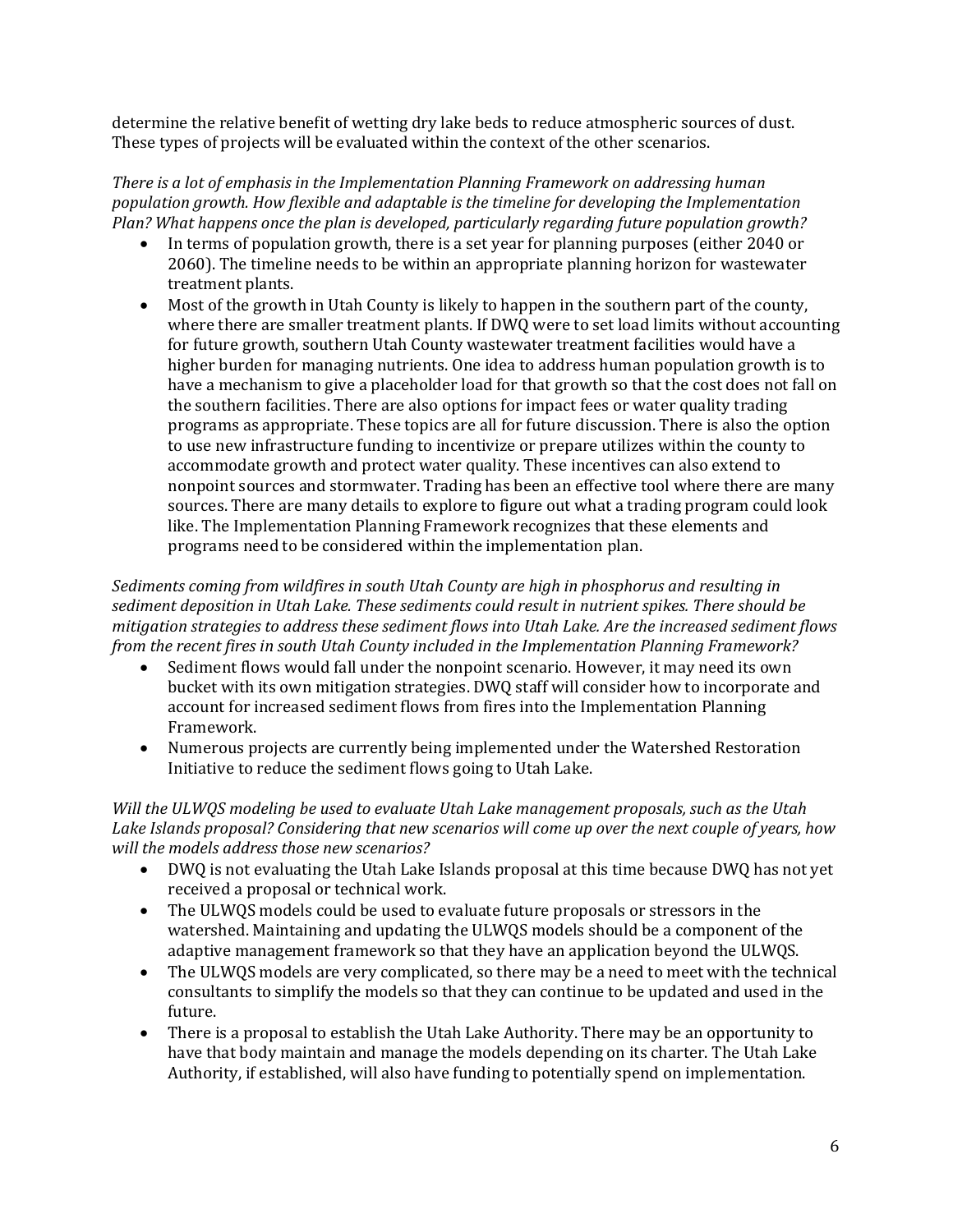determine the relative benefit of wetting dry lake beds to reduce atmospheric sources of dust. These types of projects will be evaluated within the context of the other scenarios.

*There is a lot of emphasis in the Implementation Planning Framework on addressing human population growth. How flexible and adaptable is the timeline for developing the Implementation Plan? What happens once the plan is developed, particularly regarding future population growth?*

- In terms of population growth, there is a set year for planning purposes (either 2040 or 2060). The timeline needs to be within an appropriate planning horizon for wastewater treatment plants.
- Most of the growth in Utah County is likely to happen in the southern part of the county, where there are smaller treatment plants. If DWQ were to set load limits without accounting for future growth, southern Utah County wastewater treatment facilities would have a higher burden for managing nutrients. One idea to address human population growth is to have a mechanism to give a placeholder load for that growth so that the cost does not fall on the southern facilities. There are also options for impact fees or water quality trading programs as appropriate. These topics are all for future discussion. There is also the option to use new infrastructure funding to incentivize or prepare utilizes within the county to accommodate growth and protect water quality. These incentives can also extend to nonpoint sources and stormwater. Trading has been an effective tool where there are many sources. There are many details to explore to figure out what a trading program could look like. The Implementation Planning Framework recognizes that these elements and programs need to be considered within the implementation plan.

*Sediments coming from wildfires in south Utah County are high in phosphorus and resulting in sediment deposition in Utah Lake. These sediments could result in nutrient spikes. There should be mitigation strategies to address these sediment flows into Utah Lake. Are the increased sediment flows from the recent fires in south Utah County included in the Implementation Planning Framework?*

- Sediment flows would fall under the nonpoint scenario. However, it may need its own bucket with its own mitigation strategies. DWQ staff will consider how to incorporate and account for increased sediment flows from fires into the Implementation Planning Framework.
- Numerous projects are currently being implemented under the Watershed Restoration Initiative to reduce the sediment flows going to Utah Lake.

*Will the ULWQS modeling be used to evaluate Utah Lake management proposals, such as the Utah Lake Islands proposal? Considering that new scenarios will come up over the next couple of years, how will the models address those new scenarios?*

- DWQ is not evaluating the Utah Lake Islands proposal at this time because DWQ has not yet received a proposal or technical work.
- The ULWQS models could be used to evaluate future proposals or stressors in the watershed. Maintaining and updating the ULWQS models should be a component of the adaptive management framework so that they have an application beyond the ULWQS.
- The ULWQS models are very complicated, so there may be a need to meet with the technical consultants to simplify the models so that they can continue to be updated and used in the future.
- There is a proposal to establish the Utah Lake Authority. There may be an opportunity to have that body maintain and manage the models depending on its charter. The Utah Lake Authority, if established, will also have funding to potentially spend on implementation.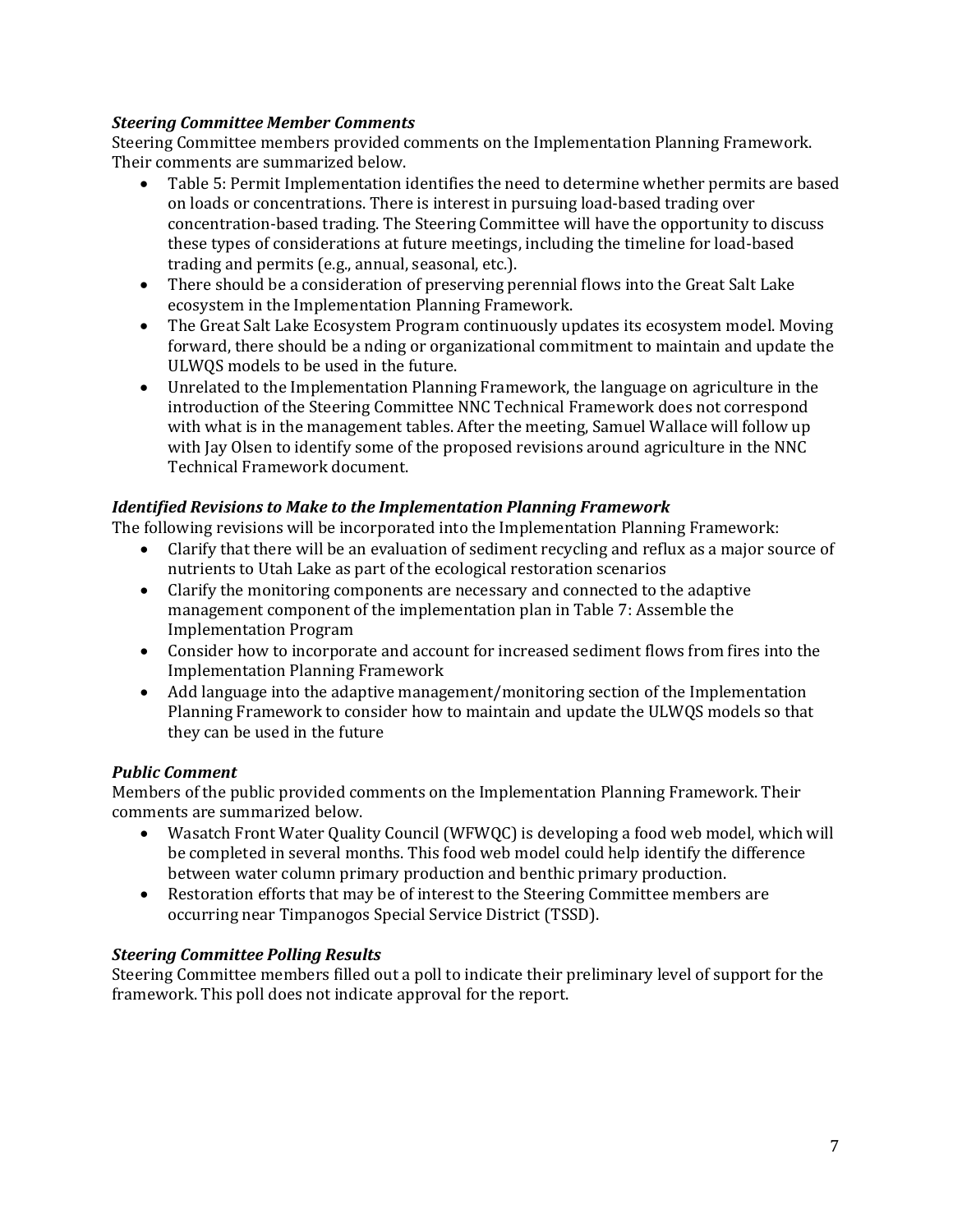***Steering Committee Member Comments***

Steering Committee members provided comments on the Implementation Planning Framework. Their comments are summarized below.

- Table 5: Permit Implementation identifies the need to determine whether permits are based on loads or concentrations. There is interest in pursuing load-based trading over concentration-based trading. The Steering Committee will have the opportunity to discuss these types of considerations at future meetings, including the timeline for load-based trading and permits (e.g., annual, seasonal, etc.).
- There should be a consideration of preserving perennial flows into the Great Salt Lake ecosystem in the Implementation Planning Framework.
- The Great Salt Lake Ecosystem Program continuously updates its ecosystem model. Moving forward, there should be a nding or organizational commitment to maintain and update the ULWQS models to be used in the future.
- Unrelated to the Implementation Planning Framework, the language on agriculture in the introduction of the Steering Committee NNC Technical Framework does not correspond with what is in the management tables. After the meeting, Samuel Wallace will follow up with Jay Olsen to identify some of the proposed revisions around agriculture in the NNC Technical Framework document.

***Identified Revisions to Make to the Implementation Planning Framework***

The following revisions will be incorporated into the Implementation Planning Framework:

- Clarify that there will be an evaluation of sediment recycling and reflux as a major source of nutrients to Utah Lake as part of the ecological restoration scenarios
- Clarify the monitoring components are necessary and connected to the adaptive management component of the implementation plan in Table 7: Assemble the Implementation Program
- Consider how to incorporate and account for increased sediment flows from fires into the Implementation Planning Framework
- Add language into the adaptive management/monitoring section of the Implementation Planning Framework to consider how to maintain and update the ULWQS models so that they can be used in the future

***Public Comment***

Members of the public provided comments on the Implementation Planning Framework. Their comments are summarized below.

- Wasatch Front Water Quality Council (WFWQC) is developing a food web model, which will be completed in several months. This food web model could help identify the difference between water column primary production and benthic primary production.
- Restoration efforts that may be of interest to the Steering Committee members are occurring near Timpanogos Special Service District (TSSD).

***Steering Committee Polling Results***

Steering Committee members filled out a poll to indicate their preliminary level of support for the framework. This poll does not indicate approval for the report.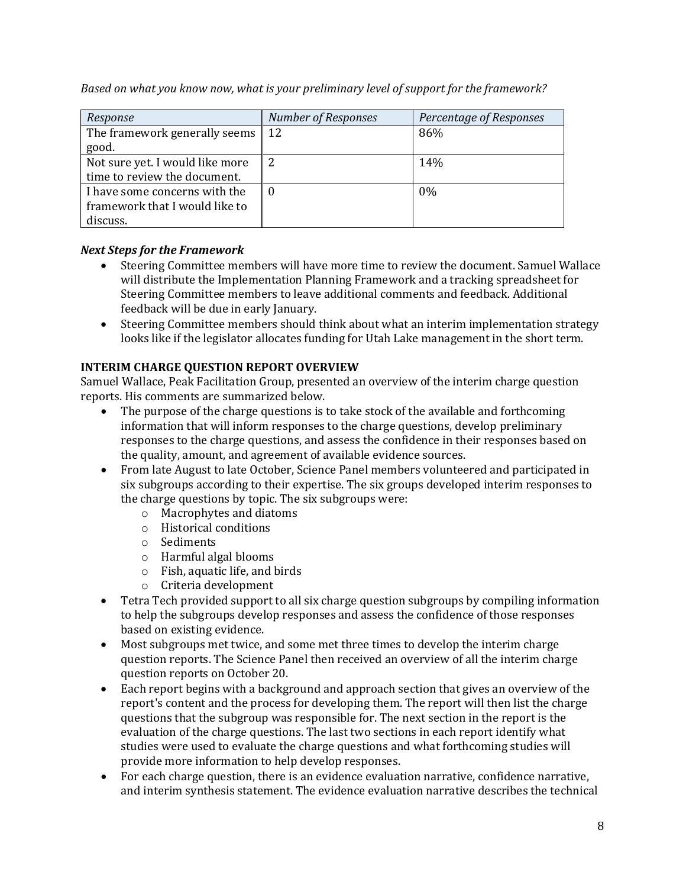*Based on what you know now, what is your preliminary level of support for the framework?*

| *Response* | *Number of Responses* | *Percentage of Responses* |
|---|---|---|
| The framework generally seems good. | 12 | 86% |
| Not sure yet. I would like more time to review the document. | 2 | 14% |
| I have some concerns with the framework that I would like to discuss. | 0 | 0% |

***Next Steps for the Framework***

- Steering Committee members will have more time to review the document. Samuel Wallace will distribute the Implementation Planning Framework and a tracking spreadsheet for Steering Committee members to leave additional comments and feedback. Additional feedback will be due in early January.
- Steering Committee members should think about what an interim implementation strategy looks like if the legislator allocates funding for Utah Lake management in the short term.

**INTERIM CHARGE QUESTION REPORT OVERVIEW**

Samuel Wallace, Peak Facilitation Group, presented an overview of the interim charge question reports. His comments are summarized below.

- The purpose of the charge questions is to take stock of the available and forthcoming information that will inform responses to the charge questions, develop preliminary responses to the charge questions, and assess the confidence in their responses based on the quality, amount, and agreement of available evidence sources.
- From late August to late October, Science Panel members volunteered and participated in six subgroups according to their expertise. The six groups developed interim responses to the charge questions by topic. The six subgroups were:
  - Macrophytes and diatoms
  - Historical conditions
  - Sediments
  - Harmful algal blooms
  - Fish, aquatic life, and birds
  - Criteria development
- Tetra Tech provided support to all six charge question subgroups by compiling information to help the subgroups develop responses and assess the confidence of those responses based on existing evidence.
- Most subgroups met twice, and some met three times to develop the interim charge question reports. The Science Panel then received an overview of all the interim charge question reports on October 20.
- Each report begins with a background and approach section that gives an overview of the report's content and the process for developing them. The report will then list the charge questions that the subgroup was responsible for. The next section in the report is the evaluation of the charge questions. The last two sections in each report identify what studies were used to evaluate the charge questions and what forthcoming studies will provide more information to help develop responses.
- For each charge question, there is an evidence evaluation narrative, confidence narrative, and interim synthesis statement. The evidence evaluation narrative describes the technical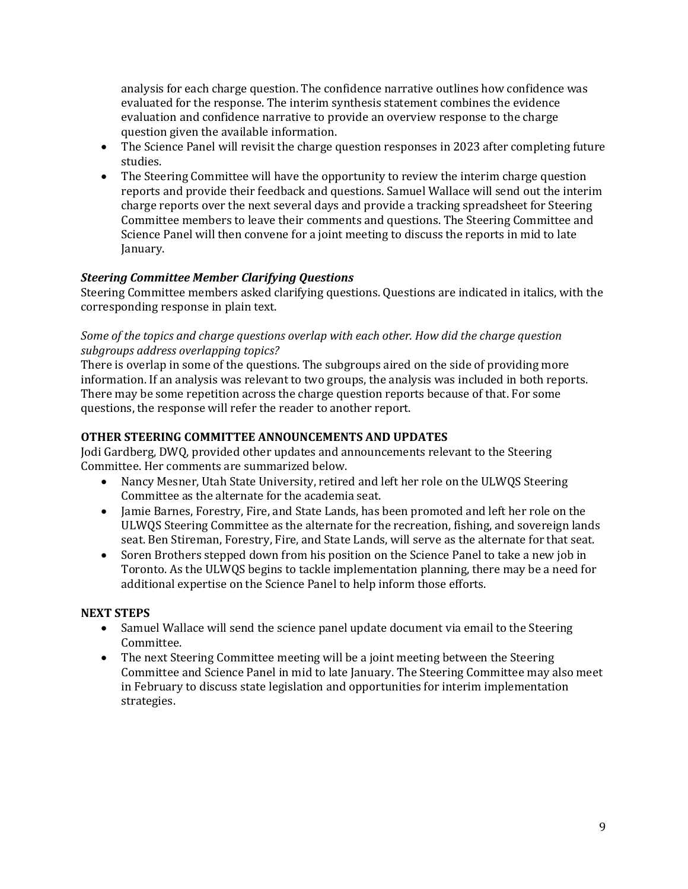analysis for each charge question. The confidence narrative outlines how confidence was evaluated for the response. The interim synthesis statement combines the evidence evaluation and confidence narrative to provide an overview response to the charge question given the available information.

- The Science Panel will revisit the charge question responses in 2023 after completing future studies.
- The Steering Committee will have the opportunity to review the interim charge question reports and provide their feedback and questions. Samuel Wallace will send out the interim charge reports over the next several days and provide a tracking spreadsheet for Steering Committee members to leave their comments and questions. The Steering Committee and Science Panel will then convene for a joint meeting to discuss the reports in mid to late January.

***Steering Committee Member Clarifying Questions***

Steering Committee members asked clarifying questions. Questions are indicated in italics, with the corresponding response in plain text.

*Some of the topics and charge questions overlap with each other. How did the charge question subgroups address overlapping topics?*

There is overlap in some of the questions. The subgroups aired on the side of providing more information. If an analysis was relevant to two groups, the analysis was included in both reports. There may be some repetition across the charge question reports because of that. For some questions, the response will refer the reader to another report.

**OTHER STEERING COMMITTEE ANNOUNCEMENTS AND UPDATES**

Jodi Gardberg, DWQ, provided other updates and announcements relevant to the Steering Committee. Her comments are summarized below.

- Nancy Mesner, Utah State University, retired and left her role on the ULWQS Steering Committee as the alternate for the academia seat.
- Jamie Barnes, Forestry, Fire, and State Lands, has been promoted and left her role on the ULWQS Steering Committee as the alternate for the recreation, fishing, and sovereign lands seat. Ben Stireman, Forestry, Fire, and State Lands, will serve as the alternate for that seat.
- Soren Brothers stepped down from his position on the Science Panel to take a new job in Toronto. As the ULWQS begins to tackle implementation planning, there may be a need for additional expertise on the Science Panel to help inform those efforts.

**NEXT STEPS**

- Samuel Wallace will send the science panel update document via email to the Steering Committee.
- The next Steering Committee meeting will be a joint meeting between the Steering Committee and Science Panel in mid to late January. The Steering Committee may also meet in February to discuss state legislation and opportunities for interim implementation strategies.